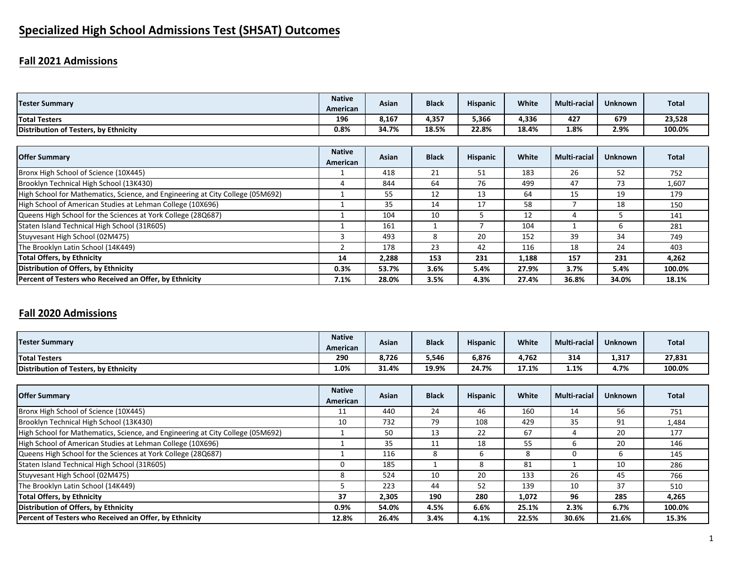# Specialized High School Admissions Test (SHSAT) Outcomes

## Fall 2021 Admissions

| Tester Summary | Native American | Asian | Black | Hispanic | White | Multi-racial | Unknown | Total |
|---|---|---|---|---|---|---|---|---|
| **Total Testers** | **196** | **8,167** | **4,357** | **5,366** | **4,336** | **427** | **679** | **23,528** |
| **Distribution of Testers, by Ethnicity** | **0.8%** | **34.7%** | **18.5%** | **22.8%** | **18.4%** | **1.8%** | **2.9%** | **100.0%** |

| Offer Summary | Native American | Asian | Black | Hispanic | White | Multi-racial | Unknown | Total |
|---|---|---|---|---|---|---|---|---|
| Bronx High School of Science (10X445) | 1 | 418 | 21 | 51 | 183 | 26 | 52 | 752 |
| Brooklyn Technical High School (13K430) | 4 | 844 | 64 | 76 | 499 | 47 | 73 | 1,607 |
| High School for Mathematics, Science, and Engineering at City College (05M692) | 1 | 55 | 12 | 13 | 64 | 15 | 19 | 179 |
| High School of American Studies at Lehman College (10X696) | 1 | 35 | 14 | 17 | 58 | 7 | 18 | 150 |
| Queens High School for the Sciences at York College (28Q687) | 1 | 104 | 10 | 5 | 12 | 4 | 5 | 141 |
| Staten Island Technical High School (31R605) | 1 | 161 | 1 | 7 | 104 | 1 | 6 | 281 |
| Stuyvesant High School (02M475) | 3 | 493 | 8 | 20 | 152 | 39 | 34 | 749 |
| The Brooklyn Latin School (14K449) | 2 | 178 | 23 | 42 | 116 | 18 | 24 | 403 |
| **Total Offers, by Ethnicity** | **14** | **2,288** | **153** | **231** | **1,188** | **157** | **231** | **4,262** |
| **Distribution of Offers, by Ethnicity** | **0.3%** | **53.7%** | **3.6%** | **5.4%** | **27.9%** | **3.7%** | **5.4%** | **100.0%** |
| **Percent of Testers who Received an Offer, by Ethnicity** | **7.1%** | **28.0%** | **3.5%** | **4.3%** | **27.4%** | **36.8%** | **34.0%** | **18.1%** |

## Fall 2020 Admissions

| Tester Summary | Native American | Asian | Black | Hispanic | White | Multi-racial | Unknown | Total |
|---|---|---|---|---|---|---|---|---|
| **Total Testers** | **290** | **8,726** | **5,546** | **6,876** | **4,762** | **314** | **1,317** | **27,831** |
| **Distribution of Testers, by Ethnicity** | **1.0%** | **31.4%** | **19.9%** | **24.7%** | **17.1%** | **1.1%** | **4.7%** | **100.0%** |

| Offer Summary | Native American | Asian | Black | Hispanic | White | Multi-racial | Unknown | Total |
|---|---|---|---|---|---|---|---|---|
| Bronx High School of Science (10X445) | 11 | 440 | 24 | 46 | 160 | 14 | 56 | 751 |
| Brooklyn Technical High School (13K430) | 10 | 732 | 79 | 108 | 429 | 35 | 91 | 1,484 |
| High School for Mathematics, Science, and Engineering at City College (05M692) | 1 | 50 | 13 | 22 | 67 | 4 | 20 | 177 |
| High School of American Studies at Lehman College (10X696) | 1 | 35 | 11 | 18 | 55 | 6 | 20 | 146 |
| Queens High School for the Sciences at York College (28Q687) | 1 | 116 | 8 | 6 | 8 | 0 | 6 | 145 |
| Staten Island Technical High School (31R605) | 0 | 185 | 1 | 8 | 81 | 1 | 10 | 286 |
| Stuyvesant High School (02M475) | 8 | 524 | 10 | 20 | 133 | 26 | 45 | 766 |
| The Brooklyn Latin School (14K449) | 5 | 223 | 44 | 52 | 139 | 10 | 37 | 510 |
| **Total Offers, by Ethnicity** | **37** | **2,305** | **190** | **280** | **1,072** | **96** | **285** | **4,265** |
| **Distribution of Offers, by Ethnicity** | **0.9%** | **54.0%** | **4.5%** | **6.6%** | **25.1%** | **2.3%** | **6.7%** | **100.0%** |
| **Percent of Testers who Received an Offer, by Ethnicity** | **12.8%** | **26.4%** | **3.4%** | **4.1%** | **22.5%** | **30.6%** | **21.6%** | **15.3%** |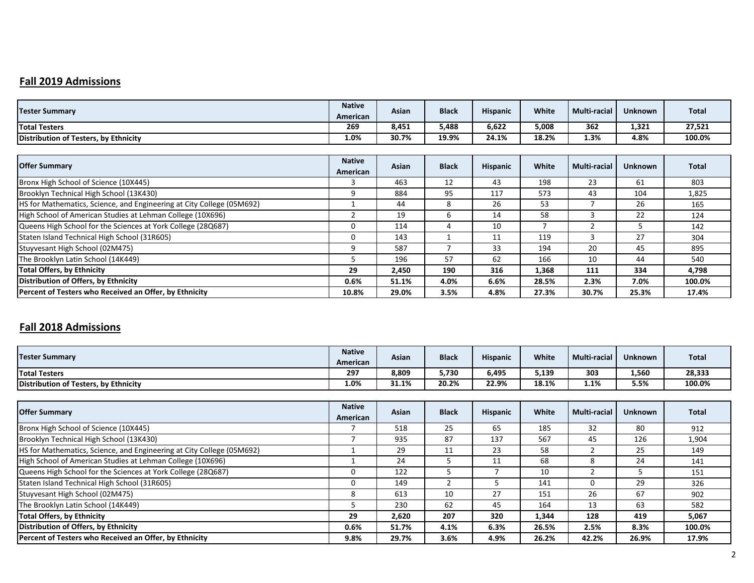## Fall 2019 Admissions

| Tester Summary | Native American | Asian | Black | Hispanic | White | Multi-racial | Unknown | Total |
|---|---|---|---|---|---|---|---|---|
| **Total Testers** | **269** | **8,451** | **5,488** | **6,622** | **5,008** | **362** | **1,321** | **27,521** |
| **Distribution of Testers, by Ethnicity** | **1.0%** | **30.7%** | **19.9%** | **24.1%** | **18.2%** | **1.3%** | **4.8%** | **100.0%** |

| Offer Summary | Native American | Asian | Black | Hispanic | White | Multi-racial | Unknown | Total |
|---|---|---|---|---|---|---|---|---|
| Bronx High School of Science (10X445) | 3 | 463 | 12 | 43 | 198 | 23 | 61 | 803 |
| Brooklyn Technical High School (13K430) | 9 | 884 | 95 | 117 | 573 | 43 | 104 | 1,825 |
| HS for Mathematics, Science, and Engineering at City College (05M692) | 1 | 44 | 8 | 26 | 53 | 7 | 26 | 165 |
| High School of American Studies at Lehman College (10X696) | 2 | 19 | 6 | 14 | 58 | 3 | 22 | 124 |
| Queens High School for the Sciences at York College (28Q687) | 0 | 114 | 4 | 10 | 7 | 2 | 5 | 142 |
| Staten Island Technical High School (31R605) | 0 | 143 | 1 | 11 | 119 | 3 | 27 | 304 |
| Stuyvesant High School (02M475) | 9 | 587 | 7 | 33 | 194 | 20 | 45 | 895 |
| The Brooklyn Latin School (14K449) | 5 | 196 | 57 | 62 | 166 | 10 | 44 | 540 |
| **Total Offers, by Ethnicity** | **29** | **2,450** | **190** | **316** | **1,368** | **111** | **334** | **4,798** |
| **Distribution of Offers, by Ethnicity** | **0.6%** | **51.1%** | **4.0%** | **6.6%** | **28.5%** | **2.3%** | **7.0%** | **100.0%** |
| **Percent of Testers who Received an Offer, by Ethnicity** | **10.8%** | **29.0%** | **3.5%** | **4.8%** | **27.3%** | **30.7%** | **25.3%** | **17.4%** |

## Fall 2018 Admissions

| Tester Summary | Native American | Asian | Black | Hispanic | White | Multi-racial | Unknown | Total |
|---|---|---|---|---|---|---|---|---|
| **Total Testers** | **297** | **8,809** | **5,730** | **6,495** | **5,139** | **303** | **1,560** | **28,333** |
| **Distribution of Testers, by Ethnicity** | **1.0%** | **31.1%** | **20.2%** | **22.9%** | **18.1%** | **1.1%** | **5.5%** | **100.0%** |

| Offer Summary | Native American | Asian | Black | Hispanic | White | Multi-racial | Unknown | Total |
|---|---|---|---|---|---|---|---|---|
| Bronx High School of Science (10X445) | 7 | 518 | 25 | 65 | 185 | 32 | 80 | 912 |
| Brooklyn Technical High School (13K430) | 7 | 935 | 87 | 137 | 567 | 45 | 126 | 1,904 |
| HS for Mathematics, Science, and Engineering at City College (05M692) | 1 | 29 | 11 | 23 | 58 | 2 | 25 | 149 |
| High School of American Studies at Lehman College (10X696) | 1 | 24 | 5 | 11 | 68 | 8 | 24 | 141 |
| Queens High School for the Sciences at York College (28Q687) | 0 | 122 | 5 | 7 | 10 | 2 | 5 | 151 |
| Staten Island Technical High School (31R605) | 0 | 149 | 2 | 5 | 141 | 0 | 29 | 326 |
| Stuyvesant High School (02M475) | 8 | 613 | 10 | 27 | 151 | 26 | 67 | 902 |
| The Brooklyn Latin School (14K449) | 5 | 230 | 62 | 45 | 164 | 13 | 63 | 582 |
| **Total Offers, by Ethnicity** | **29** | **2,620** | **207** | **320** | **1,344** | **128** | **419** | **5,067** |
| **Distribution of Offers, by Ethnicity** | **0.6%** | **51.7%** | **4.1%** | **6.3%** | **26.5%** | **2.5%** | **8.3%** | **100.0%** |
| **Percent of Testers who Received an Offer, by Ethnicity** | **9.8%** | **29.7%** | **3.6%** | **4.9%** | **26.2%** | **42.2%** | **26.9%** | **17.9%** |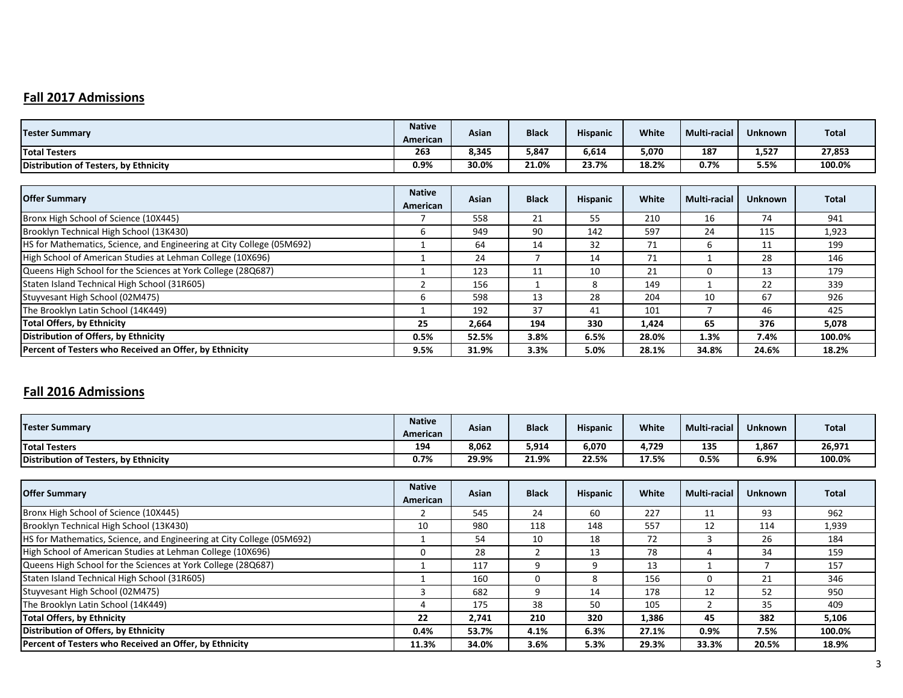## Fall 2017 Admissions

| Tester Summary | Native American | Asian | Black | Hispanic | White | Multi-racial | Unknown | Total |
|---|---|---|---|---|---|---|---|---|
| **Total Testers** | **263** | **8,345** | **5,847** | **6,614** | **5,070** | **187** | **1,527** | **27,853** |
| **Distribution of Testers, by Ethnicity** | **0.9%** | **30.0%** | **21.0%** | **23.7%** | **18.2%** | **0.7%** | **5.5%** | **100.0%** |

| Offer Summary | Native American | Asian | Black | Hispanic | White | Multi-racial | Unknown | Total |
|---|---|---|---|---|---|---|---|---|
| Bronx High School of Science (10X445) | 7 | 558 | 21 | 55 | 210 | 16 | 74 | 941 |
| Brooklyn Technical High School (13K430) | 6 | 949 | 90 | 142 | 597 | 24 | 115 | 1,923 |
| HS for Mathematics, Science, and Engineering at City College (05M692) | 1 | 64 | 14 | 32 | 71 | 6 | 11 | 199 |
| High School of American Studies at Lehman College (10X696) | 1 | 24 | 7 | 14 | 71 | 1 | 28 | 146 |
| Queens High School for the Sciences at York College (28Q687) | 1 | 123 | 11 | 10 | 21 | 0 | 13 | 179 |
| Staten Island Technical High School (31R605) | 2 | 156 | 1 | 8 | 149 | 1 | 22 | 339 |
| Stuyvesant High School (02M475) | 6 | 598 | 13 | 28 | 204 | 10 | 67 | 926 |
| The Brooklyn Latin School (14K449) | 1 | 192 | 37 | 41 | 101 | 7 | 46 | 425 |
| **Total Offers, by Ethnicity** | **25** | **2,664** | **194** | **330** | **1,424** | **65** | **376** | **5,078** |
| **Distribution of Offers, by Ethnicity** | **0.5%** | **52.5%** | **3.8%** | **6.5%** | **28.0%** | **1.3%** | **7.4%** | **100.0%** |
| **Percent of Testers who Received an Offer, by Ethnicity** | **9.5%** | **31.9%** | **3.3%** | **5.0%** | **28.1%** | **34.8%** | **24.6%** | **18.2%** |

## Fall 2016 Admissions

| Tester Summary | Native American | Asian | Black | Hispanic | White | Multi-racial | Unknown | Total |
|---|---|---|---|---|---|---|---|---|
| **Total Testers** | **194** | **8,062** | **5,914** | **6,070** | **4,729** | **135** | **1,867** | **26,971** |
| **Distribution of Testers, by Ethnicity** | **0.7%** | **29.9%** | **21.9%** | **22.5%** | **17.5%** | **0.5%** | **6.9%** | **100.0%** |

| Offer Summary | Native American | Asian | Black | Hispanic | White | Multi-racial | Unknown | Total |
|---|---|---|---|---|---|---|---|---|
| Bronx High School of Science (10X445) | 2 | 545 | 24 | 60 | 227 | 11 | 93 | 962 |
| Brooklyn Technical High School (13K430) | 10 | 980 | 118 | 148 | 557 | 12 | 114 | 1,939 |
| HS for Mathematics, Science, and Engineering at City College (05M692) | 1 | 54 | 10 | 18 | 72 | 3 | 26 | 184 |
| High School of American Studies at Lehman College (10X696) | 0 | 28 | 2 | 13 | 78 | 4 | 34 | 159 |
| Queens High School for the Sciences at York College (28Q687) | 1 | 117 | 9 | 9 | 13 | 1 | 7 | 157 |
| Staten Island Technical High School (31R605) | 1 | 160 | 0 | 8 | 156 | 0 | 21 | 346 |
| Stuyvesant High School (02M475) | 3 | 682 | 9 | 14 | 178 | 12 | 52 | 950 |
| The Brooklyn Latin School (14K449) | 4 | 175 | 38 | 50 | 105 | 2 | 35 | 409 |
| **Total Offers, by Ethnicity** | **22** | **2,741** | **210** | **320** | **1,386** | **45** | **382** | **5,106** |
| **Distribution of Offers, by Ethnicity** | **0.4%** | **53.7%** | **4.1%** | **6.3%** | **27.1%** | **0.9%** | **7.5%** | **100.0%** |
| **Percent of Testers who Received an Offer, by Ethnicity** | **11.3%** | **34.0%** | **3.6%** | **5.3%** | **29.3%** | **33.3%** | **20.5%** | **18.9%** |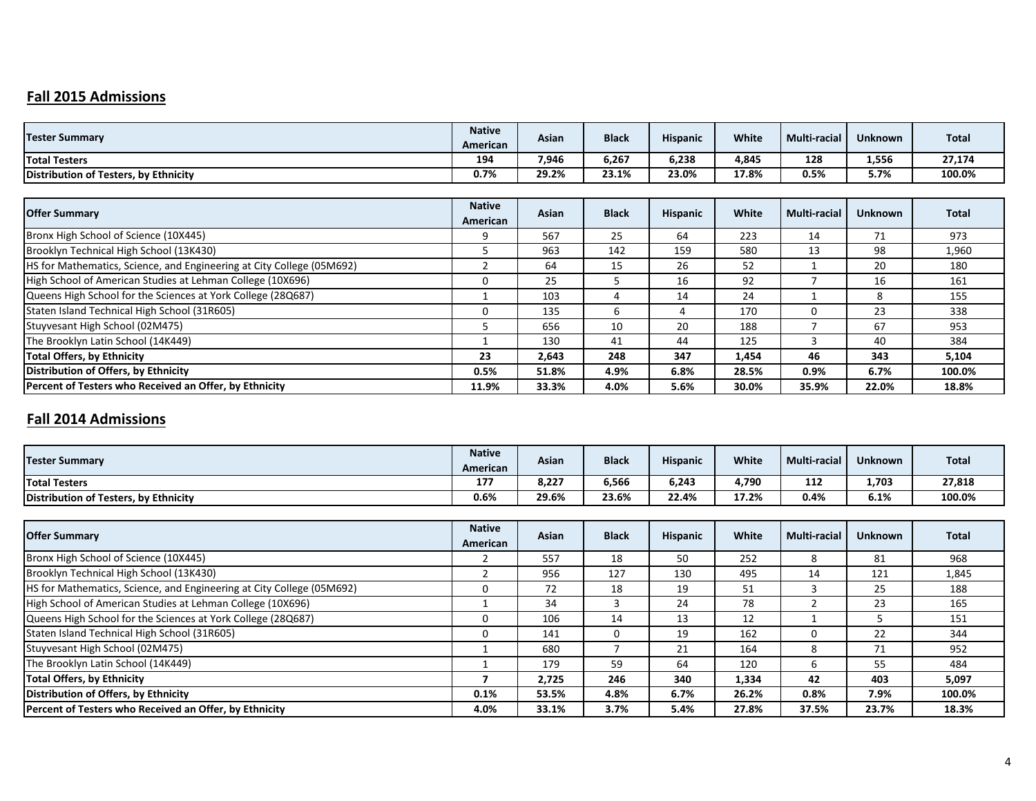## Fall 2015 Admissions

| Tester Summary | Native American | Asian | Black | Hispanic | White | Multi-racial | Unknown | Total |
|---|---|---|---|---|---|---|---|---|
| **Total Testers** | **194** | **7,946** | **6,267** | **6,238** | **4,845** | **128** | **1,556** | **27,174** |
| **Distribution of Testers, by Ethnicity** | **0.7%** | **29.2%** | **23.1%** | **23.0%** | **17.8%** | **0.5%** | **5.7%** | **100.0%** |

| Offer Summary | Native American | Asian | Black | Hispanic | White | Multi-racial | Unknown | Total |
|---|---|---|---|---|---|---|---|---|
| Bronx High School of Science (10X445) | 9 | 567 | 25 | 64 | 223 | 14 | 71 | 973 |
| Brooklyn Technical High School (13K430) | 5 | 963 | 142 | 159 | 580 | 13 | 98 | 1,960 |
| HS for Mathematics, Science, and Engineering at City College (05M692) | 2 | 64 | 15 | 26 | 52 | 1 | 20 | 180 |
| High School of American Studies at Lehman College (10X696) | 0 | 25 | 5 | 16 | 92 | 7 | 16 | 161 |
| Queens High School for the Sciences at York College (28Q687) | 1 | 103 | 4 | 14 | 24 | 1 | 8 | 155 |
| Staten Island Technical High School (31R605) | 0 | 135 | 6 | 4 | 170 | 0 | 23 | 338 |
| Stuyvesant High School (02M475) | 5 | 656 | 10 | 20 | 188 | 7 | 67 | 953 |
| The Brooklyn Latin School (14K449) | 1 | 130 | 41 | 44 | 125 | 3 | 40 | 384 |
| **Total Offers, by Ethnicity** | **23** | **2,643** | **248** | **347** | **1,454** | **46** | **343** | **5,104** |
| **Distribution of Offers, by Ethnicity** | **0.5%** | **51.8%** | **4.9%** | **6.8%** | **28.5%** | **0.9%** | **6.7%** | **100.0%** |
| **Percent of Testers who Received an Offer, by Ethnicity** | **11.9%** | **33.3%** | **4.0%** | **5.6%** | **30.0%** | **35.9%** | **22.0%** | **18.8%** |

## Fall 2014 Admissions

| Tester Summary | Native American | Asian | Black | Hispanic | White | Multi-racial | Unknown | Total |
|---|---|---|---|---|---|---|---|---|
| **Total Testers** | **177** | **8,227** | **6,566** | **6,243** | **4,790** | **112** | **1,703** | **27,818** |
| **Distribution of Testers, by Ethnicity** | **0.6%** | **29.6%** | **23.6%** | **22.4%** | **17.2%** | **0.4%** | **6.1%** | **100.0%** |

| Offer Summary | Native American | Asian | Black | Hispanic | White | Multi-racial | Unknown | Total |
|---|---|---|---|---|---|---|---|---|
| Bronx High School of Science (10X445) | 2 | 557 | 18 | 50 | 252 | 8 | 81 | 968 |
| Brooklyn Technical High School (13K430) | 2 | 956 | 127 | 130 | 495 | 14 | 121 | 1,845 |
| HS for Mathematics, Science, and Engineering at City College (05M692) | 0 | 72 | 18 | 19 | 51 | 3 | 25 | 188 |
| High School of American Studies at Lehman College (10X696) | 1 | 34 | 3 | 24 | 78 | 2 | 23 | 165 |
| Queens High School for the Sciences at York College (28Q687) | 0 | 106 | 14 | 13 | 12 | 1 | 5 | 151 |
| Staten Island Technical High School (31R605) | 0 | 141 | 0 | 19 | 162 | 0 | 22 | 344 |
| Stuyvesant High School (02M475) | 1 | 680 | 7 | 21 | 164 | 8 | 71 | 952 |
| The Brooklyn Latin School (14K449) | 1 | 179 | 59 | 64 | 120 | 6 | 55 | 484 |
| **Total Offers, by Ethnicity** | **7** | **2,725** | **246** | **340** | **1,334** | **42** | **403** | **5,097** |
| **Distribution of Offers, by Ethnicity** | **0.1%** | **53.5%** | **4.8%** | **6.7%** | **26.2%** | **0.8%** | **7.9%** | **100.0%** |
| **Percent of Testers who Received an Offer, by Ethnicity** | **4.0%** | **33.1%** | **3.7%** | **5.4%** | **27.8%** | **37.5%** | **23.7%** | **18.3%** |